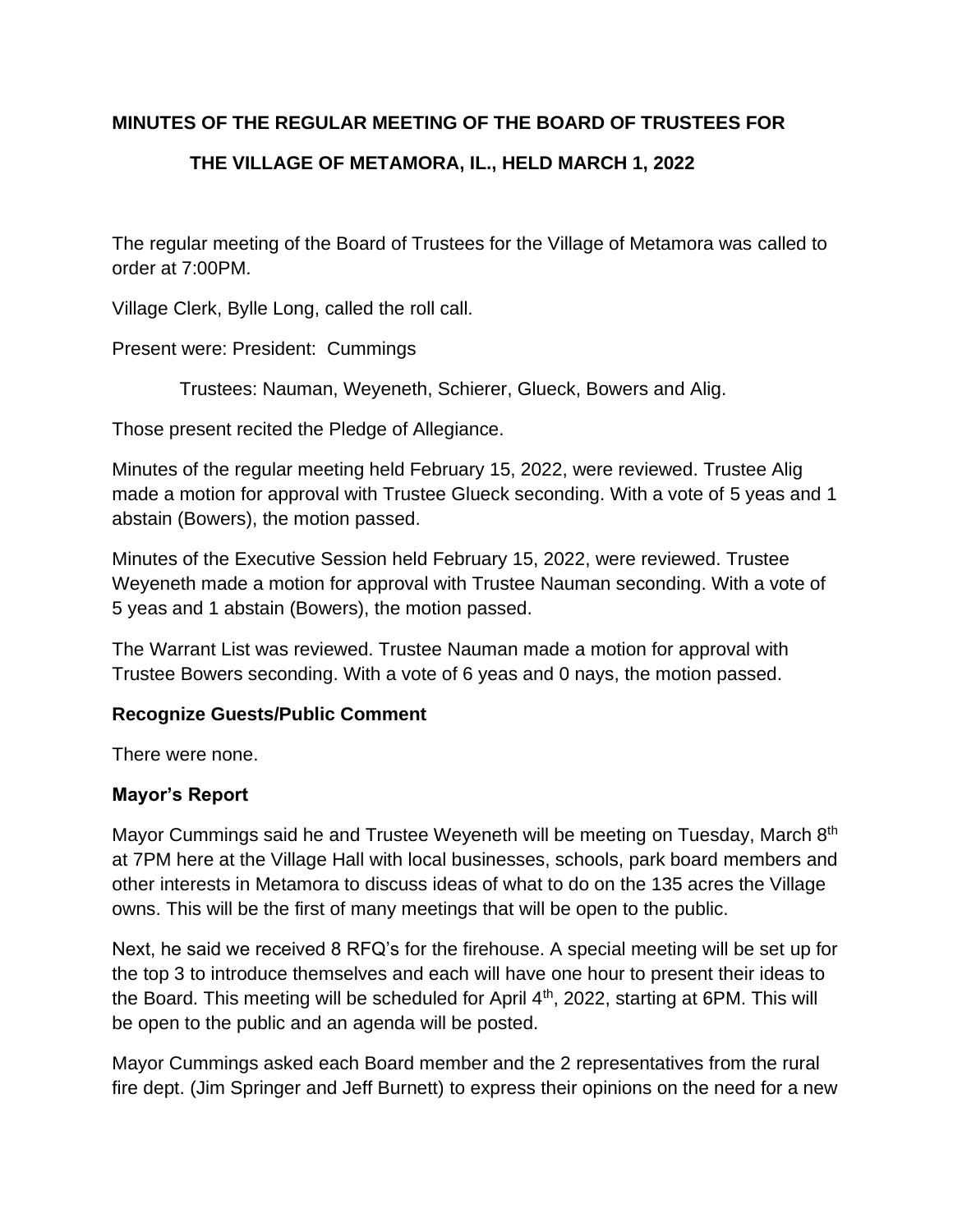**MINUTES OF THE REGULAR MEETING OF THE BOARD OF TRUSTEES FOR THE VILLAGE OF METAMORA, IL., HELD MARCH 1, 2022**

The regular meeting of the Board of Trustees for the Village of Metamora was called to order at 7:00PM.

Village Clerk, Bylle Long, called the roll call.

Present were: President: Cummings

Trustees: Nauman, Weyeneth, Schierer, Glueck, Bowers and Alig.

Those present recited the Pledge of Allegiance.

Minutes of the regular meeting held February 15, 2022, were reviewed. Trustee Alig made a motion for approval with Trustee Glueck seconding. With a vote of 5 yeas and 1 abstain (Bowers), the motion passed.

Minutes of the Executive Session held February 15, 2022, were reviewed. Trustee Weyeneth made a motion for approval with Trustee Nauman seconding. With a vote of 5 yeas and 1 abstain (Bowers), the motion passed.

The Warrant List was reviewed. Trustee Nauman made a motion for approval with Trustee Bowers seconding. With a vote of 6 yeas and 0 nays, the motion passed.

**Recognize Guests/Public Comment**

There were none.

**Mayor's Report**

Mayor Cummings said he and Trustee Weyeneth will be meeting on Tuesday, March 8th at 7PM here at the Village Hall with local businesses, schools, park board members and other interests in Metamora to discuss ideas of what to do on the 135 acres the Village owns. This will be the first of many meetings that will be open to the public.

Next, he said we received 8 RFQ's for the firehouse. A special meeting will be set up for the top 3 to introduce themselves and each will have one hour to present their ideas to the Board. This meeting will be scheduled for April 4th, 2022, starting at 6PM. This will be open to the public and an agenda will be posted.

Mayor Cummings asked each Board member and the 2 representatives from the rural fire dept. (Jim Springer and Jeff Burnett) to express their opinions on the need for a new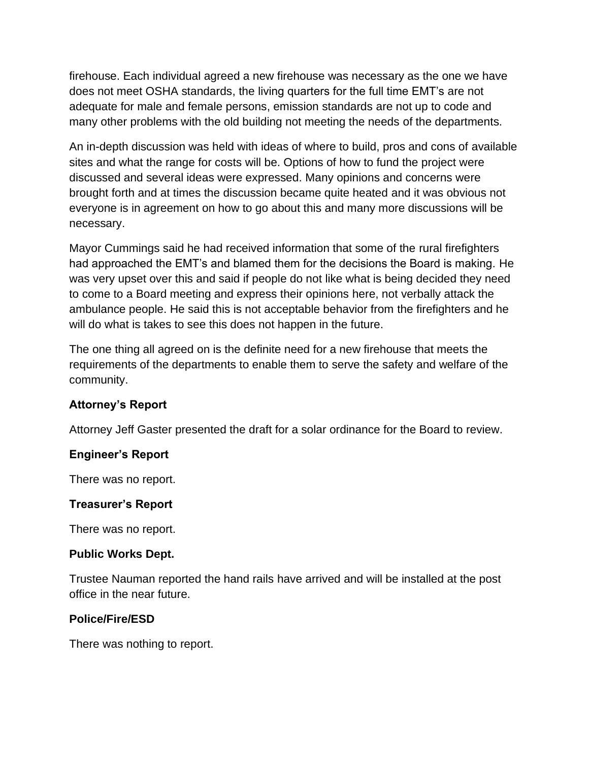firehouse. Each individual agreed a new firehouse was necessary as the one we have does not meet OSHA standards, the living quarters for the full time EMT's are not adequate for male and female persons, emission standards are not up to code and many other problems with the old building not meeting the needs of the departments.

An in-depth discussion was held with ideas of where to build, pros and cons of available sites and what the range for costs will be. Options of how to fund the project were discussed and several ideas were expressed. Many opinions and concerns were brought forth and at times the discussion became quite heated and it was obvious not everyone is in agreement on how to go about this and many more discussions will be necessary.

Mayor Cummings said he had received information that some of the rural firefighters had approached the EMT's and blamed them for the decisions the Board is making. He was very upset over this and said if people do not like what is being decided they need to come to a Board meeting and express their opinions here, not verbally attack the ambulance people. He said this is not acceptable behavior from the firefighters and he will do what is takes to see this does not happen in the future.

The one thing all agreed on is the definite need for a new firehouse that meets the requirements of the departments to enable them to serve the safety and welfare of the community.

**Attorney's Report**

Attorney Jeff Gaster presented the draft for a solar ordinance for the Board to review.

**Engineer's Report**

There was no report.

**Treasurer's Report**

There was no report.

**Public Works Dept.**

Trustee Nauman reported the hand rails have arrived and will be installed at the post office in the near future.

**Police/Fire/ESD**

There was nothing to report.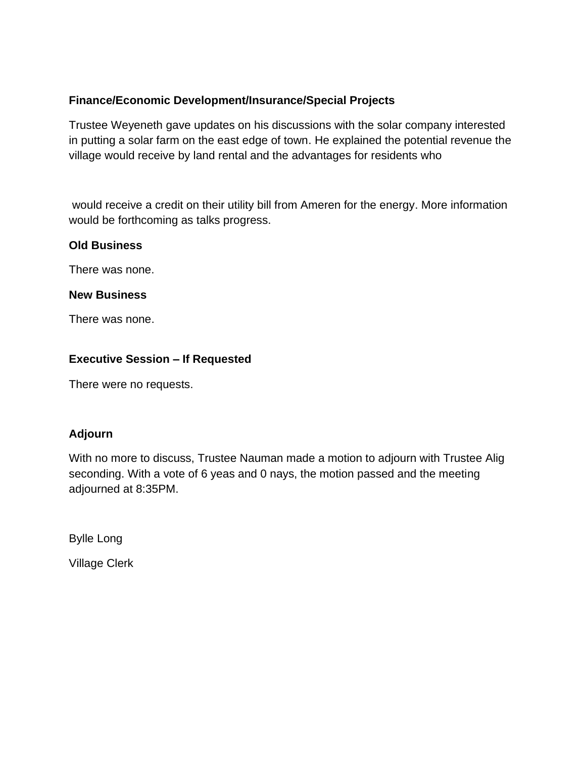### Finance/Economic Development/Insurance/Special Projects

Trustee Weyeneth gave updates on his discussions with the solar company interested in putting a solar farm on the east edge of town. He explained the potential revenue the village would receive by land rental and the advantages for residents who would receive a credit on their utility bill from Ameren for the energy. More information would be forthcoming as talks progress.

### Old Business

There was none.

### New Business

There was none.

### Executive Session – If Requested

There were no requests.

### Adjourn

With no more to discuss, Trustee Nauman made a motion to adjourn with Trustee Alig seconding. With a vote of 6 yeas and 0 nays, the motion passed and the meeting adjourned at 8:35PM.

Bylle Long

Village Clerk